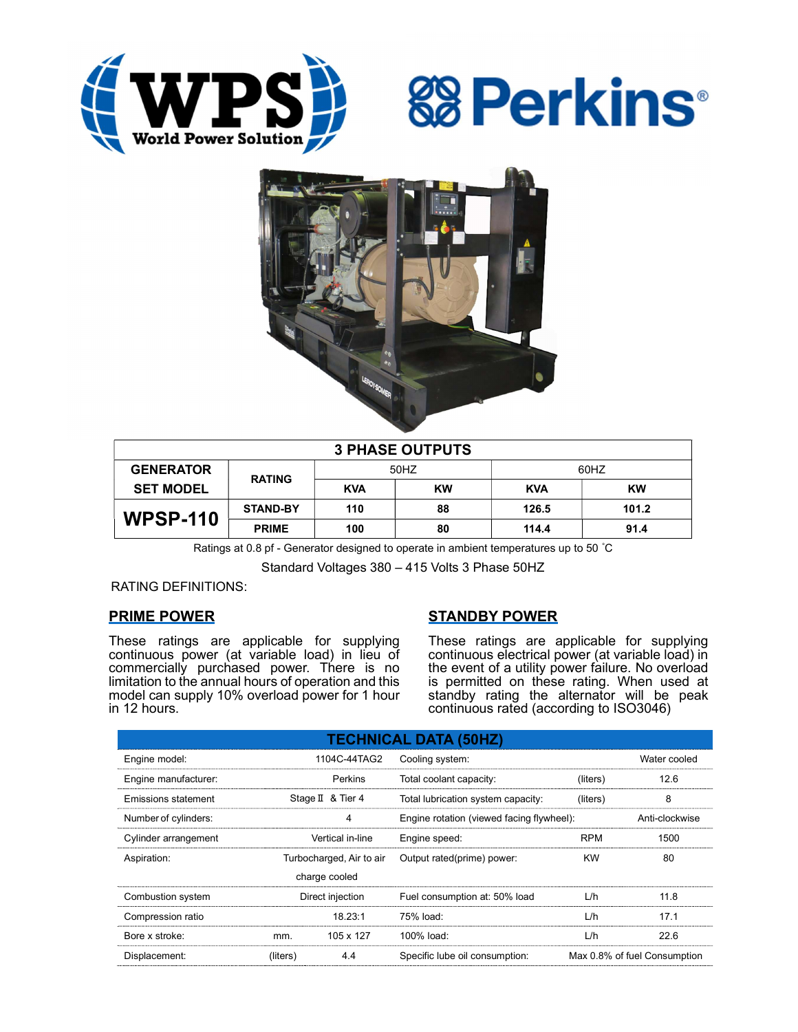| 3 PHASE OUTPUTS | | | | | |
|---|---|---|---|---|---|
| GENERATOR SET MODEL | RATING | 50HZ | | 60HZ | |
| | | KVA | KW | KVA | KW |
| WPSP-110 | STAND-BY | 110 | 88 | 126.5 | 101.2 |
| | PRIME | 100 | 80 | 114.4 | 91.4 |

Ratings at 0.8 pf - Generator designed to operate in ambient temperatures up to 50 ˚C

Standard Voltages 380 – 415 Volts 3 Phase 50HZ

RATING DEFINITIONS:

## PRIME POWER

These ratings are applicable for supplying continuous power (at variable load) in lieu of commercially purchased power. There is no limitation to the annual hours of operation and this model can supply 10% overload power for 1 hour in 12 hours.

## STANDBY POWER

These ratings are applicable for supplying continuous electrical power (at variable load) in the event of a utility power failure. No overload is permitted on these rating. When used at standby rating the alternator will be peak continuous rated (according to ISO3046)

## TECHNICAL DATA (50HZ)

| | | | | | |
|---|---|---|---|---|---|
| Engine model: | | 1104C-44TAG2 | Cooling system: | | Water cooled |
| Engine manufacturer: | | Perkins | Total coolant capacity: | (liters) | 12.6 |
| Emissions statement | | Stage Ⅱ & Tier 4 | Total lubrication system capacity: | (liters) | 8 |
| Number of cylinders: | | 4 | Engine rotation (viewed facing flywheel): | | Anti-clockwise |
| Cylinder arrangement | | Vertical in-line | Engine speed: | RPM | 1500 |
| Aspiration: | | Turbocharged, Air to air charge cooled | Output rated(prime) power: | KW | 80 |
| Combustion system | | Direct injection | Fuel consumption at: 50% load | L/h | 11.8 |
| Compression ratio | | 18.23:1 | 75% load: | L/h | 17.1 |
| Bore x stroke: | mm. | 105 x 127 | 100% load: | L/h | 22.6 |
| Displacement: | (liters) | 4.4 | Specific lube oil consumption: | | Max 0.8% of fuel Consumption |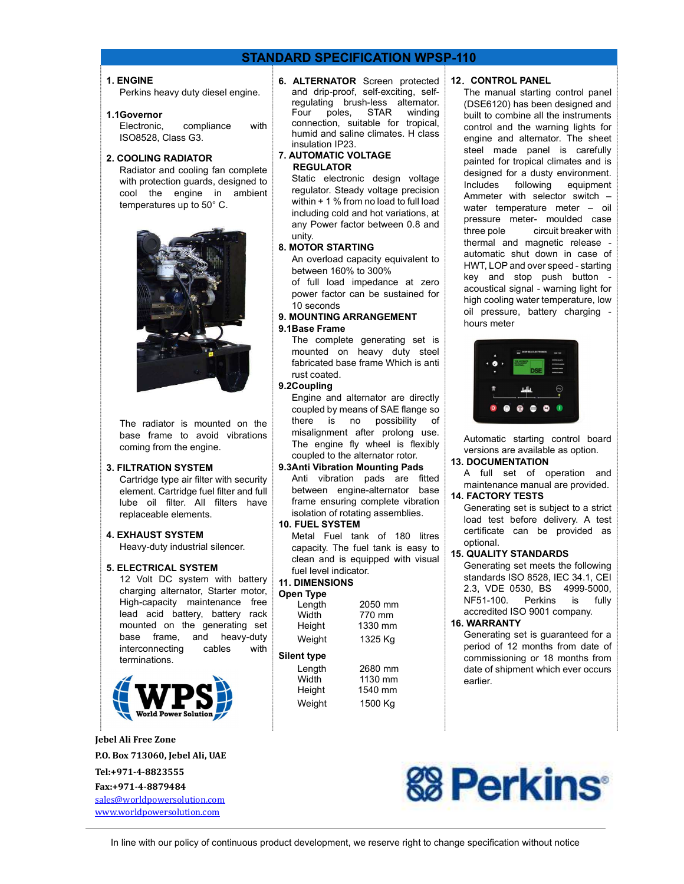# STANDARD SPECIFICATION WPSP-110

**1. ENGINE**

Perkins heavy duty diesel engine.

**1.1Governor**

Electronic, compliance with ISO8528, Class G3.

**2. COOLING RADIATOR**

Radiator and cooling fan complete with protection guards, designed to cool the engine in ambient temperatures up to 50° C.

The radiator is mounted on the base frame to avoid vibrations coming from the engine.

**3. FILTRATION SYSTEM**

Cartridge type air filter with security element. Cartridge fuel filter and full lube oil filter. All filters have replaceable elements.

**4. EXHAUST SYSTEM**

Heavy-duty industrial silencer.

**5. ELECTRICAL SYSTEM**

12 Volt DC system with battery charging alternator, Starter motor, High-capacity maintenance free lead acid battery, battery rack mounted on the generating set base frame, and heavy-duty interconnecting cables with terminations.

**6. ALTERNATOR** Screen protected and drip-proof, self-exciting, self-regulating brush-less alternator. Four poles, STAR winding connection, suitable for tropical, humid and saline climates. H class insulation IP23.

**7. AUTOMATIC VOLTAGE REGULATOR**

Static electronic design voltage regulator. Steady voltage precision within + 1 % from no load to full load including cold and hot variations, at any Power factor between 0.8 and unity.

**8. MOTOR STARTING**

An overload capacity equivalent to between 160% to 300% of full load impedance at zero power factor can be sustained for 10 seconds

**9. MOUNTING ARRANGEMENT**

**9.1Base Frame**

The complete generating set is mounted on heavy duty steel fabricated base frame Which is anti rust coated.

**9.2Coupling**

Engine and alternator are directly coupled by means of SAE flange so there is no possibility of misalignment after prolong use. The engine fly wheel is flexibly coupled to the alternator rotor.

**9.3Anti Vibration Mounting Pads**

Anti vibration pads are fitted between engine-alternator base frame ensuring complete vibration isolation of rotating assemblies.

**10. FUEL SYSTEM**

Metal Fuel tank of 180 litres capacity. The fuel tank is easy to clean and is equipped with visual fuel level indicator.

**11. DIMENSIONS**

**Open Type**

| | |
|---|---|
| Length | 2050 mm |
| Width | 770 mm |
| Height | 1330 mm |
| Weight | 1325 Kg |

**Silent type**

| | |
|---|---|
| Length | 2680 mm |
| Width | 1130 mm |
| Height | 1540 mm |
| Weight | 1500 Kg |

**12. CONTROL PANEL**

The manual starting control panel (DSE6120) has been designed and built to combine all the instruments control and the warning lights for engine and alternator. The sheet steel made panel is carefully painted for tropical climates and is designed for a dusty environment. Includes following equipment Ammeter with selector switch – water temperature meter – oil pressure meter- moulded case three pole circuit breaker with thermal and magnetic release - automatic shut down in case of HWT, LOP and over speed - starting key and stop push button - acoustical signal - warning light for high cooling water temperature, low oil pressure, battery charging - hours meter

Automatic starting control board versions are available as option.

**13. DOCUMENTATION**

A full set of operation and maintenance manual are provided.

**14. FACTORY TESTS**

Generating set is subject to a strict load test before delivery. A test certificate can be provided as optional.

**15. QUALITY STANDARDS**

Generating set meets the following standards ISO 8528, IEC 34.1, CEI 2.3, VDE 0530, BS 4999-5000, NF51-100. Perkins is fully accredited ISO 9001 company.

**16. WARRANTY**

Generating set is guaranteed for a period of 12 months from date of commissioning or 18 months from date of shipment which ever occurs earlier.

WPS World Power Solution

**Jebel Ali Free Zone**
**P.O. Box 713060, Jebel Ali, UAE**
**Tel:+971-4-8823555**
**Fax:+971-4-8879484**
sales@worldpowersolution.com
www.worldpowersolution.com

Perkins

In line with our policy of continuous product development, we reserve right to change specification without notice